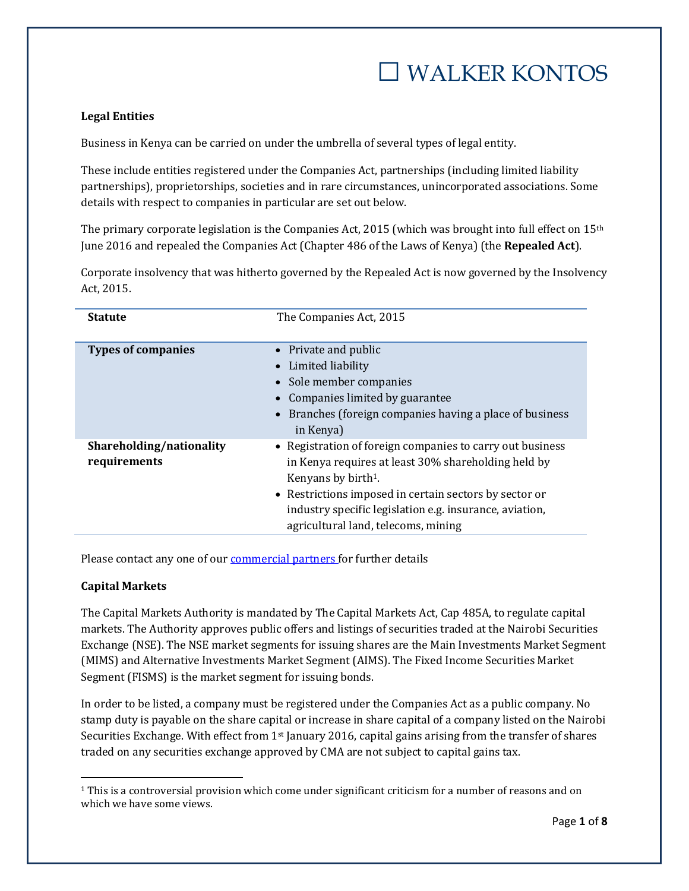WALKER KONTOS

**Legal Entities**

Business in Kenya can be carried on under the umbrella of several types of legal entity.

These include entities registered under the Companies Act, partnerships (including limited liability partnerships), proprietorships, societies and in rare circumstances, unincorporated associations. Some details with respect to companies in particular are set out below.

The primary corporate legislation is the Companies Act, 2015 (which was brought into full effect on 15th June 2016 and repealed the Companies Act (Chapter 486 of the Laws of Kenya) (the **Repealed Act**).

Corporate insolvency that was hitherto governed by the Repealed Act is now governed by the Insolvency Act, 2015.

| **Statute** | The Companies Act, 2015 |
|---|---|
| **Types of companies** | • Private and public<br>• Limited liability<br>• Sole member companies<br>• Companies limited by guarantee<br>• Branches (foreign companies having a place of business in Kenya) |
| **Shareholding/nationality requirements** | • Registration of foreign companies to carry out business in Kenya requires at least 30% shareholding held by Kenyans by birth[1].<br>• Restrictions imposed in certain sectors by sector or industry specific legislation e.g. insurance, aviation, agricultural land, telecoms, mining |

Please contact any one of our commercial partners for further details

**Capital Markets**

The Capital Markets Authority is mandated by The Capital Markets Act, Cap 485A, to regulate capital markets. The Authority approves public offers and listings of securities traded at the Nairobi Securities Exchange (NSE). The NSE market segments for issuing shares are the Main Investments Market Segment (MIMS) and Alternative Investments Market Segment (AIMS). The Fixed Income Securities Market Segment (FISMS) is the market segment for issuing bonds.

In order to be listed, a company must be registered under the Companies Act as a public company. No stamp duty is payable on the share capital or increase in share capital of a company listed on the Nairobi Securities Exchange. With effect from 1st January 2016, capital gains arising from the transfer of shares traded on any securities exchange approved by CMA are not subject to capital gains tax.

[1] This is a controversial provision which come under significant criticism for a number of reasons and on which we have some views.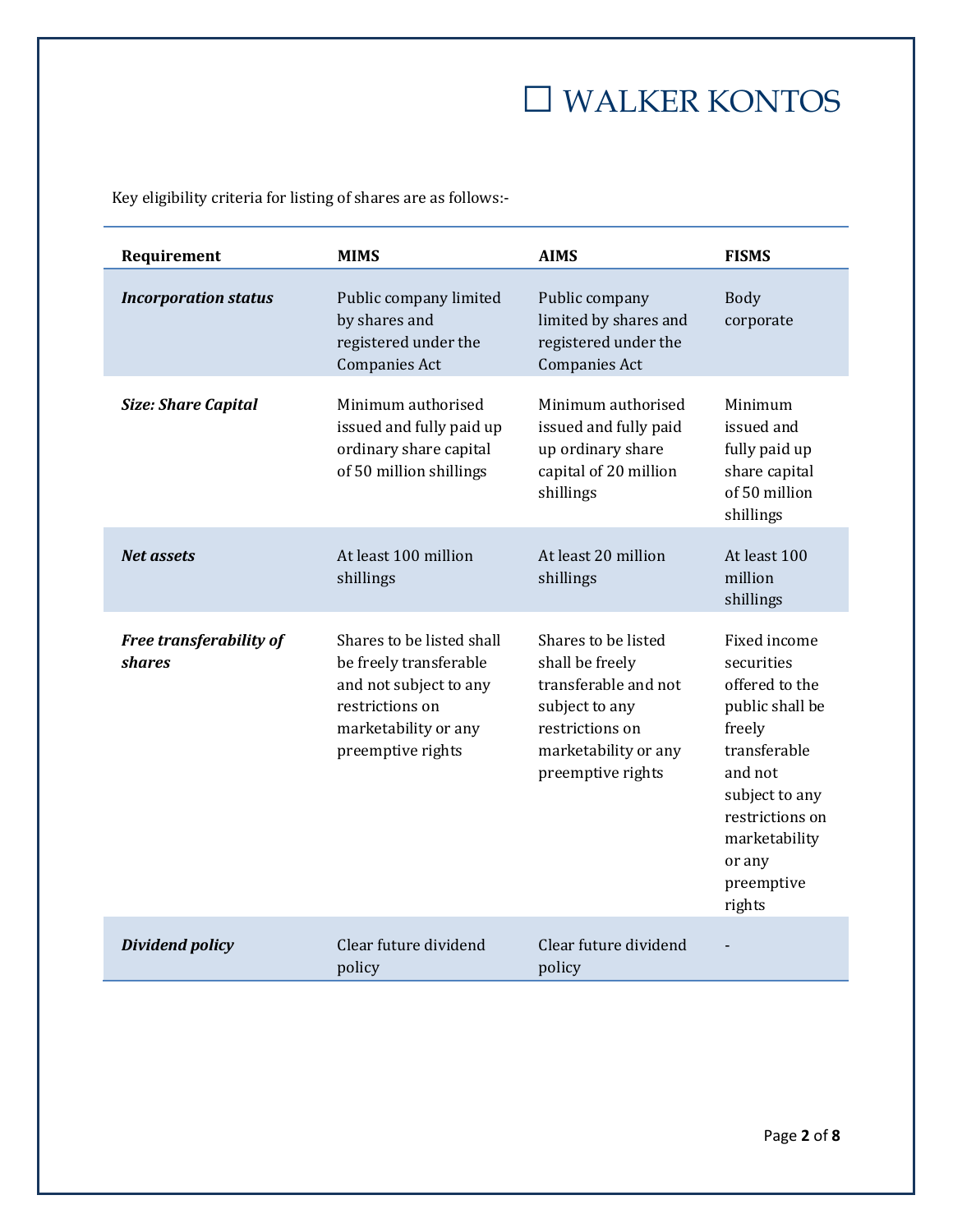Key eligibility criteria for listing of shares are as follows:-

| Requirement | MIMS | AIMS | FISMS |
|---|---|---|---|
| ***Incorporation status*** | Public company limited by shares and registered under the Companies Act | Public company limited by shares and registered under the Companies Act | Body corporate |
| ***Size: Share Capital*** | Minimum authorised issued and fully paid up ordinary share capital of 50 million shillings | Minimum authorised issued and fully paid up ordinary share capital of 20 million shillings | Minimum issued and fully paid up share capital of 50 million shillings |
| ***Net assets*** | At least 100 million shillings | At least 20 million shillings | At least 100 million shillings |
| ***Free transferability of shares*** | Shares to be listed shall be freely transferable and not subject to any restrictions on marketability or any preemptive rights | Shares to be listed shall be freely transferable and not subject to any restrictions on marketability or any preemptive rights | Fixed income securities offered to the public shall be freely transferable and not subject to any restrictions on marketability or any preemptive rights |
| ***Dividend policy*** | Clear future dividend policy | Clear future dividend policy | - |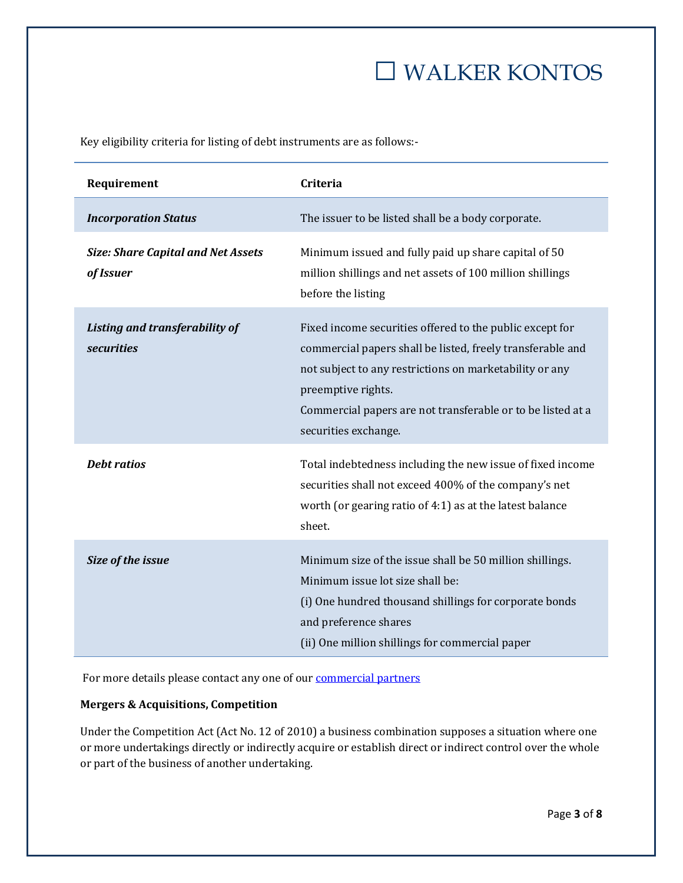Key eligibility criteria for listing of debt instruments are as follows:-

| Requirement | Criteria |
| --- | --- |
| ***Incorporation Status*** | The issuer to be listed shall be a body corporate. |
| ***Size: Share Capital and Net Assets of Issuer*** | Minimum issued and fully paid up share capital of 50 million shillings and net assets of 100 million shillings before the listing |
| ***Listing and transferability of securities*** | Fixed income securities offered to the public except for commercial papers shall be listed, freely transferable and not subject to any restrictions on marketability or any preemptive rights.<br>Commercial papers are not transferable or to be listed at a securities exchange. |
| ***Debt ratios*** | Total indebtedness including the new issue of fixed income securities shall not exceed 400% of the company's net worth (or gearing ratio of 4:1) as at the latest balance sheet. |
| ***Size of the issue*** | Minimum size of the issue shall be 50 million shillings.<br>Minimum issue lot size shall be:<br>(i) One hundred thousand shillings for corporate bonds and preference shares<br>(ii) One million shillings for commercial paper |

For more details please contact any one of our commercial partners

**Mergers & Acquisitions, Competition**

Under the Competition Act (Act No. 12 of 2010) a business combination supposes a situation where one or more undertakings directly or indirectly acquire or establish direct or indirect control over the whole or part of the business of another undertaking.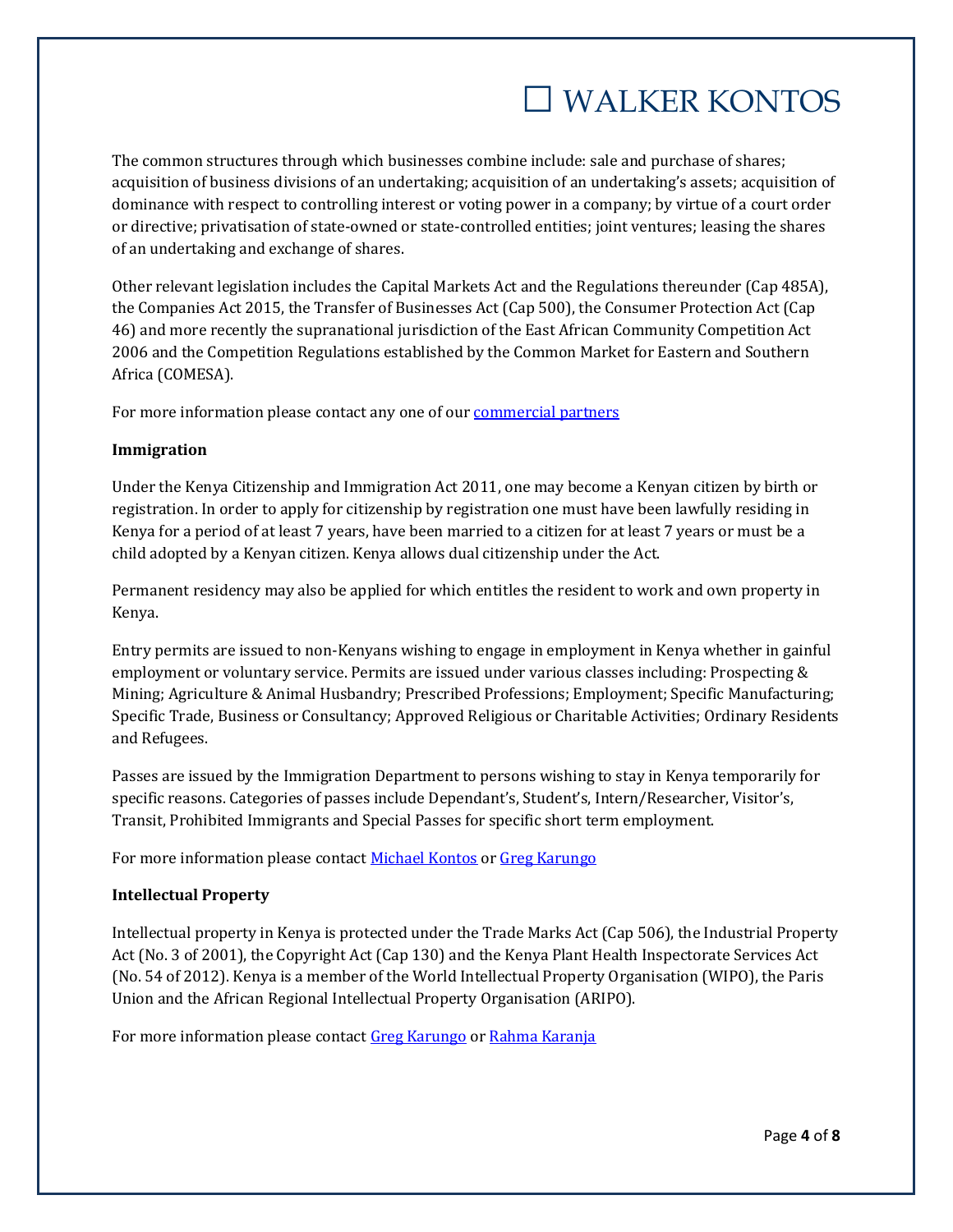The common structures through which businesses combine include: sale and purchase of shares; acquisition of business divisions of an undertaking; acquisition of an undertaking's assets; acquisition of dominance with respect to controlling interest or voting power in a company; by virtue of a court order or directive; privatisation of state-owned or state-controlled entities; joint ventures; leasing the shares of an undertaking and exchange of shares.

Other relevant legislation includes the Capital Markets Act and the Regulations thereunder (Cap 485A), the Companies Act 2015, the Transfer of Businesses Act (Cap 500), the Consumer Protection Act (Cap 46) and more recently the supranational jurisdiction of the East African Community Competition Act 2006 and the Competition Regulations established by the Common Market for Eastern and Southern Africa (COMESA).

For more information please contact any one of our [commercial partners]()

**Immigration**

Under the Kenya Citizenship and Immigration Act 2011, one may become a Kenyan citizen by birth or registration. In order to apply for citizenship by registration one must have been lawfully residing in Kenya for a period of at least 7 years, have been married to a citizen for at least 7 years or must be a child adopted by a Kenyan citizen. Kenya allows dual citizenship under the Act.

Permanent residency may also be applied for which entitles the resident to work and own property in Kenya.

Entry permits are issued to non-Kenyans wishing to engage in employment in Kenya whether in gainful employment or voluntary service. Permits are issued under various classes including: Prospecting & Mining; Agriculture & Animal Husbandry; Prescribed Professions; Employment; Specific Manufacturing; Specific Trade, Business or Consultancy; Approved Religious or Charitable Activities; Ordinary Residents and Refugees.

Passes are issued by the Immigration Department to persons wishing to stay in Kenya temporarily for specific reasons. Categories of passes include Dependant's, Student's, Intern/Researcher, Visitor's, Transit, Prohibited Immigrants and Special Passes for specific short term employment.

For more information please contact [Michael Kontos]() or [Greg Karungo]()

**Intellectual Property**

Intellectual property in Kenya is protected under the Trade Marks Act (Cap 506), the Industrial Property Act (No. 3 of 2001), the Copyright Act (Cap 130) and the Kenya Plant Health Inspectorate Services Act (No. 54 of 2012). Kenya is a member of the World Intellectual Property Organisation (WIPO), the Paris Union and the African Regional Intellectual Property Organisation (ARIPO).

For more information please contact [Greg Karungo]() or [Rahma Karanja]()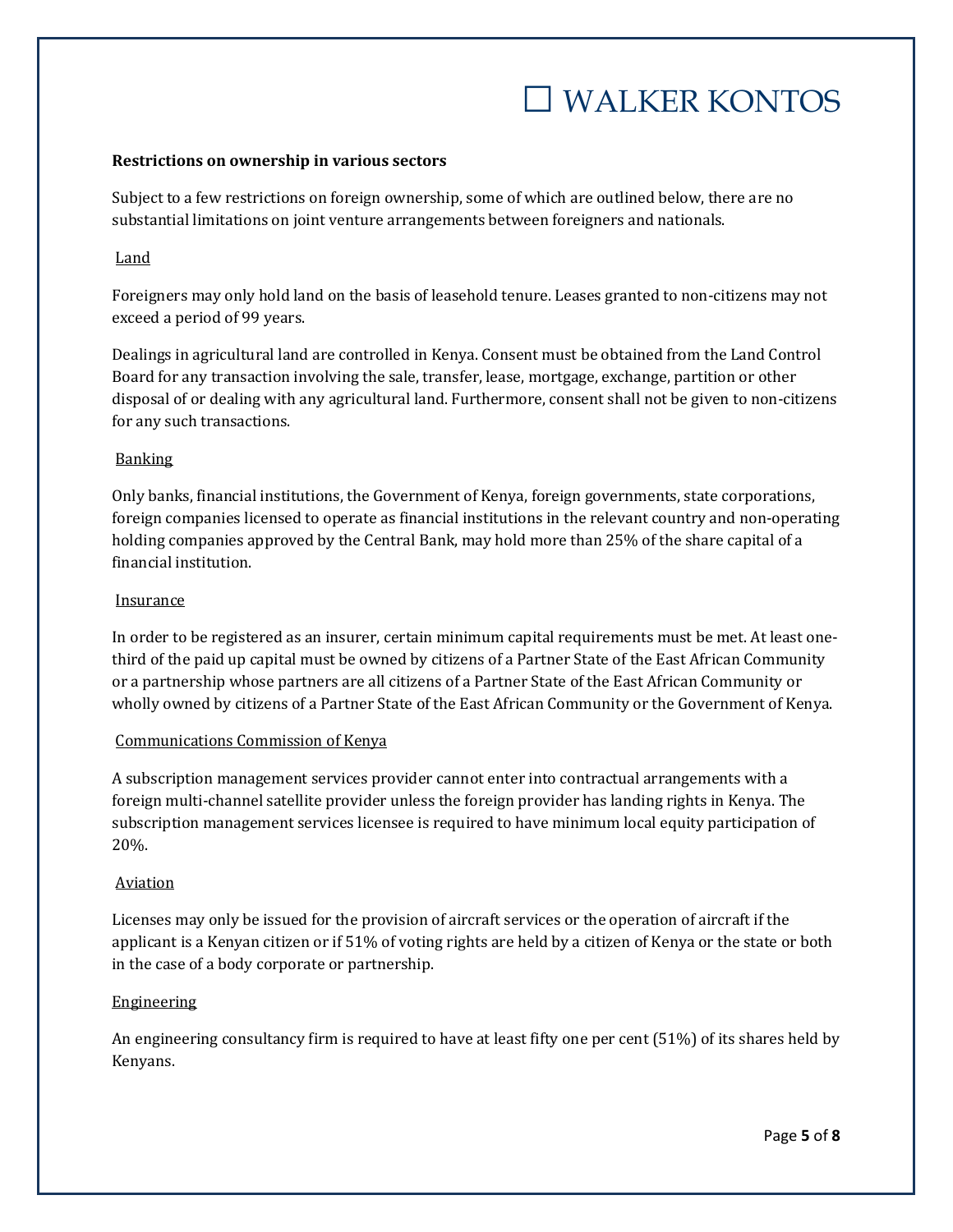**Restrictions on ownership in various sectors**

Subject to a few restrictions on foreign ownership, some of which are outlined below, there are no substantial limitations on joint venture arrangements between foreigners and nationals.

Land

Foreigners may only hold land on the basis of leasehold tenure. Leases granted to non-citizens may not exceed a period of 99 years.

Dealings in agricultural land are controlled in Kenya. Consent must be obtained from the Land Control Board for any transaction involving the sale, transfer, lease, mortgage, exchange, partition or other disposal of or dealing with any agricultural land. Furthermore, consent shall not be given to non-citizens for any such transactions.

Banking

Only banks, financial institutions, the Government of Kenya, foreign governments, state corporations, foreign companies licensed to operate as financial institutions in the relevant country and non-operating holding companies approved by the Central Bank, may hold more than 25% of the share capital of a financial institution.

Insurance

In order to be registered as an insurer, certain minimum capital requirements must be met. At least one-third of the paid up capital must be owned by citizens of a Partner State of the East African Community or a partnership whose partners are all citizens of a Partner State of the East African Community or wholly owned by citizens of a Partner State of the East African Community or the Government of Kenya.

Communications Commission of Kenya

A subscription management services provider cannot enter into contractual arrangements with a foreign multi-channel satellite provider unless the foreign provider has landing rights in Kenya. The subscription management services licensee is required to have minimum local equity participation of 20%.

Aviation

Licenses may only be issued for the provision of aircraft services or the operation of aircraft if the applicant is a Kenyan citizen or if 51% of voting rights are held by a citizen of Kenya or the state or both in the case of a body corporate or partnership.

Engineering

An engineering consultancy firm is required to have at least fifty one per cent (51%) of its shares held by Kenyans.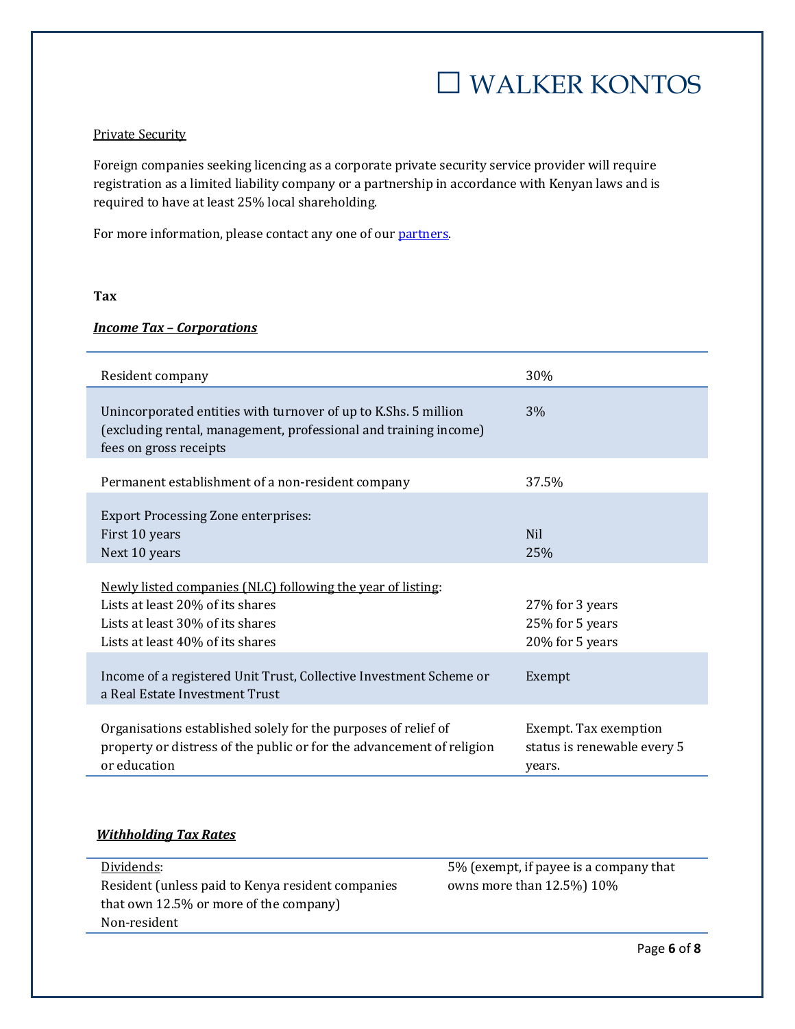Private Security

Foreign companies seeking licencing as a corporate private security service provider will require registration as a limited liability company or a partnership in accordance with Kenyan laws and is required to have at least 25% local shareholding.

For more information, please contact any one of our partners.

**Tax**

***Income Tax – Corporations***

| | |
|---|---|
| Resident company | 30% |
| Unincorporated entities with turnover of up to K.Shs. 5 million (excluding rental, management, professional and training income) fees on gross receipts | 3% |
| Permanent establishment of a non-resident company | 37.5% |
| Export Processing Zone enterprises:<br>First 10 years<br>Next 10 years | <br>Nil<br>25% |
| Newly listed companies (NLC) following the year of listing:<br>Lists at least 20% of its shares<br>Lists at least 30% of its shares<br>Lists at least 40% of its shares | <br>27% for 3 years<br>25% for 5 years<br>20% for 5 years |
| Income of a registered Unit Trust, Collective Investment Scheme or a Real Estate Investment Trust | Exempt |
| Organisations established solely for the purposes of relief of property or distress of the public or for the advancement of religion or education | Exempt. Tax exemption status is renewable every 5 years. |

***Withholding Tax Rates***

| | |
|---|---|
| Dividends:<br>Resident (unless paid to Kenya resident companies that own 12.5% or more of the company)<br>Non-resident | 5% (exempt, if payee is a company that owns more than 12.5%) 10% |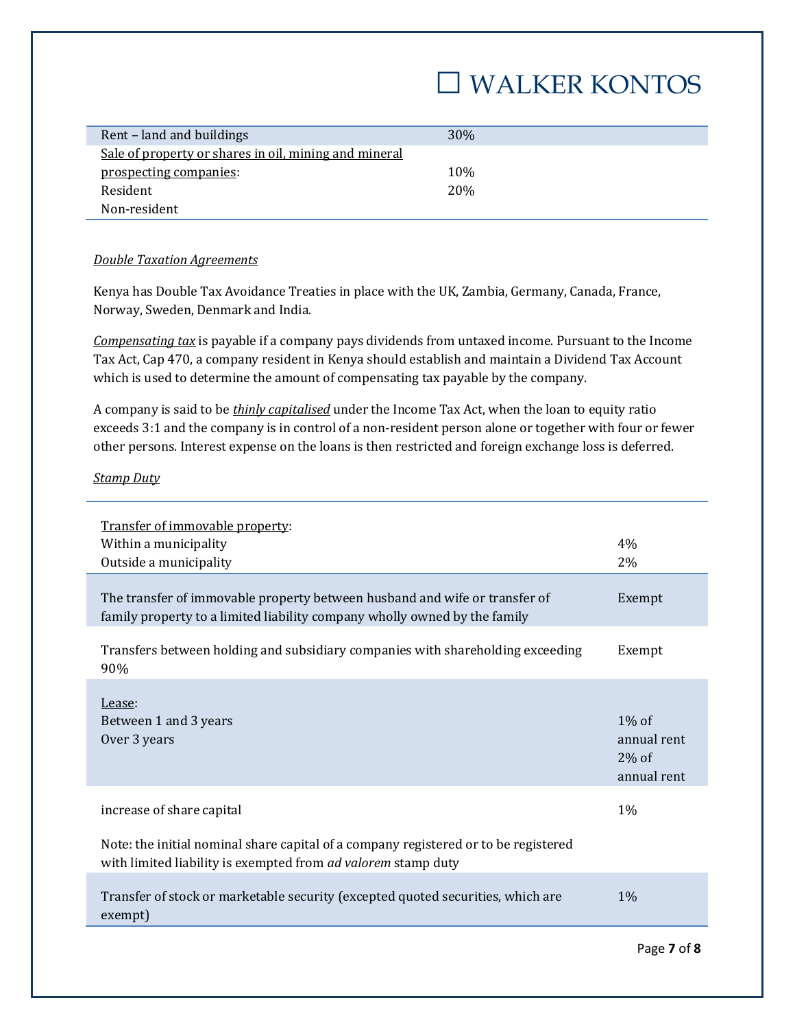| | |
|---|---|
| Rent – land and buildings | 30% |
| Sale of property or shares in oil, mining and mineral prospecting companies: | |
| Resident | 10% |
| Non-resident | 20% |

*Double Taxation Agreements*

Kenya has Double Tax Avoidance Treaties in place with the UK, Zambia, Germany, Canada, France, Norway, Sweden, Denmark and India.

*Compensating tax* is payable if a company pays dividends from untaxed income. Pursuant to the Income Tax Act, Cap 470, a company resident in Kenya should establish and maintain a Dividend Tax Account which is used to determine the amount of compensating tax payable by the company.

A company is said to be ***thinly capitalised*** under the Income Tax Act, when the loan to equity ratio exceeds 3:1 and the company is in control of a non-resident person alone or together with four or fewer other persons. Interest expense on the loans is then restricted and foreign exchange loss is deferred.

*Stamp Duty*

| | |
|---|---|
| Transfer of immovable property: | |
| Within a municipality | 4% |
| Outside a municipality | 2% |
| The transfer of immovable property between husband and wife or transfer of family property to a limited liability company wholly owned by the family | Exempt |
| Transfers between holding and subsidiary companies with shareholding exceeding 90% | Exempt |
| Lease: | |
| Between 1 and 3 years | 1% of annual rent |
| Over 3 years | 2% of annual rent |
| increase of share capital | 1% |
| Note: the initial nominal share capital of a company registered or to be registered with limited liability is exempted from *ad valorem* stamp duty | |
| Transfer of stock or marketable security (excepted quoted securities, which are exempt) | 1% |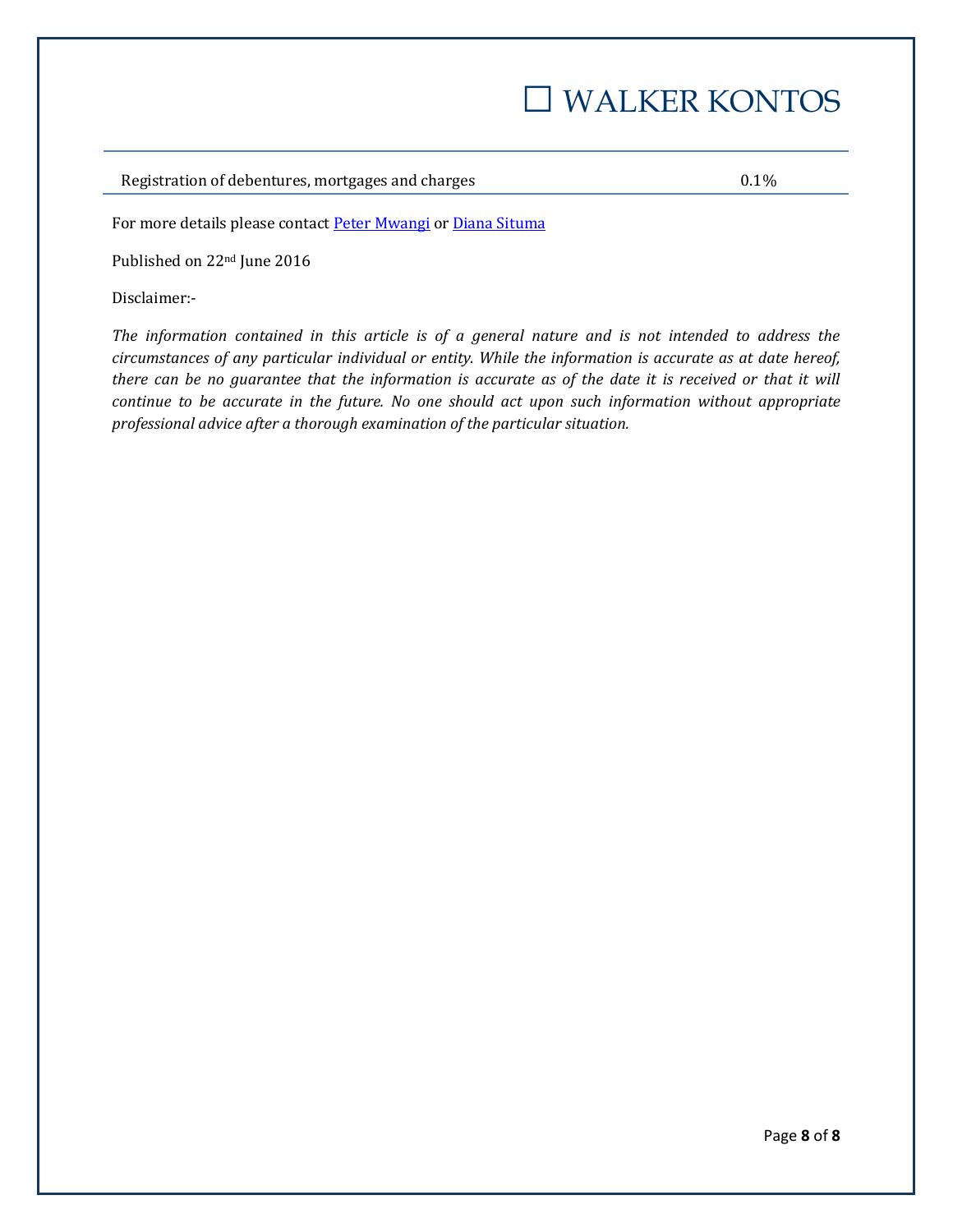| | |
|---|---|
| Registration of debentures, mortgages and charges | 0.1% |

For more details please contact [Peter Mwangi] or [Diana Situma]

Published on 22nd June 2016

Disclaimer:-

*The information contained in this article is of a general nature and is not intended to address the circumstances of any particular individual or entity. While the information is accurate as at date hereof, there can be no guarantee that the information is accurate as of the date it is received or that it will continue to be accurate in the future. No one should act upon such information without appropriate professional advice after a thorough examination of the particular situation.*